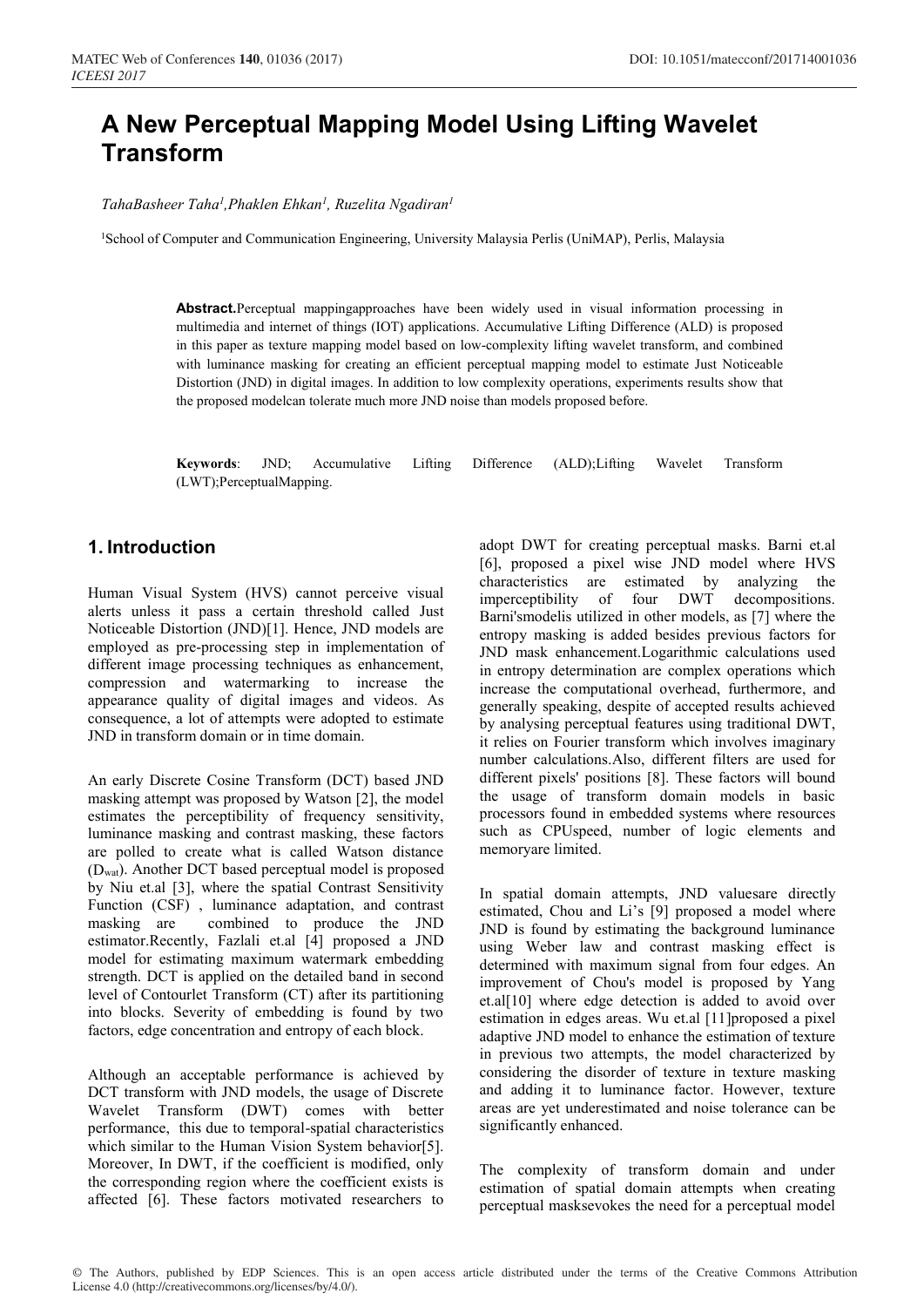# A New Perceptual Mapping Model Using Lifting Wavelet Transform

*TahaBasheer Taha[1],Phaklen Ehkan[1], Ruzelita Ngadiran[1]*

[1]School of Computer and Communication Engineering, University Malaysia Perlis (UniMAP), Perlis, Malaysia

**Abstract.**Perceptual mappingapproaches have been widely used in visual information processing in multimedia and internet of things (IOT) applications. Accumulative Lifting Difference (ALD) is proposed in this paper as texture mapping model based on low-complexity lifting wavelet transform, and combined with luminance masking for creating an efficient perceptual mapping model to estimate Just Noticeable Distortion (JND) in digital images. In addition to low complexity operations, experiments results show that the proposed modelcan tolerate much more JND noise than models proposed before.

**Keywords**: JND; Accumulative Lifting Difference (ALD);Lifting Wavelet Transform (LWT);PerceptualMapping.

## 1. Introduction

Human Visual System (HVS) cannot perceive visual alerts unless it pass a certain threshold called Just Noticeable Distortion (JND)[1]. Hence, JND models are employed as pre-processing step in implementation of different image processing techniques as enhancement, compression and watermarking to increase the appearance quality of digital images and videos. As consequence, a lot of attempts were adopted to estimate JND in transform domain or in time domain.

An early Discrete Cosine Transform (DCT) based JND masking attempt was proposed by Watson [2], the model estimates the perceptibility of frequency sensitivity, luminance masking and contrast masking, these factors are polled to create what is called Watson distance ($D_{wat}$). Another DCT based perceptual model is proposed by Niu et.al [3], where the spatial Contrast Sensitivity Function (CSF) , luminance adaptation, and contrast masking are combined to produce the JND estimator.Recently, Fazlali et.al [4] proposed a JND model for estimating maximum watermark embedding strength. DCT is applied on the detailed band in second level of Contourlet Transform (CT) after its partitioning into blocks. Severity of embedding is found by two factors, edge concentration and entropy of each block.

Although an acceptable performance is achieved by DCT transform with JND models, the usage of Discrete Wavelet Transform (DWT) comes with better performance, this due to temporal-spatial characteristics which similar to the Human Vision System behavior[5]. Moreover, In DWT, if the coefficient is modified, only the corresponding region where the coefficient exists is affected [6]. These factors motivated researchers to adopt DWT for creating perceptual masks. Barni et.al [6], proposed a pixel wise JND model where HVS characteristics are estimated by analyzing the imperceptibility of four DWT decompositions. Barni'smodelis utilized in other models, as [7] where the entropy masking is added besides previous factors for JND mask enhancement.Logarithmic calculations used in entropy determination are complex operations which increase the computational overhead, furthermore, and generally speaking, despite of accepted results achieved by analysing perceptual features using traditional DWT, it relies on Fourier transform which involves imaginary number calculations.Also, different filters are used for different pixels' positions [8]. These factors will bound the usage of transform domain models in basic processors found in embedded systems where resources such as CPUspeed, number of logic elements and memoryare limited.

In spatial domain attempts, JND valuesare directly estimated, Chou and Li's [9] proposed a model where JND is found by estimating the background luminance using Weber law and contrast masking effect is determined with maximum signal from four edges. An improvement of Chou's model is proposed by Yang et.al[10] where edge detection is added to avoid over estimation in edges areas. Wu et.al [11]proposed a pixel adaptive JND model to enhance the estimation of texture in previous two attempts, the model characterized by considering the disorder of texture in texture masking and adding it to luminance factor. However, texture areas are yet underestimated and noise tolerance can be significantly enhanced.

The complexity of transform domain and under estimation of spatial domain attempts when creating perceptual masksevokes the need for a perceptual model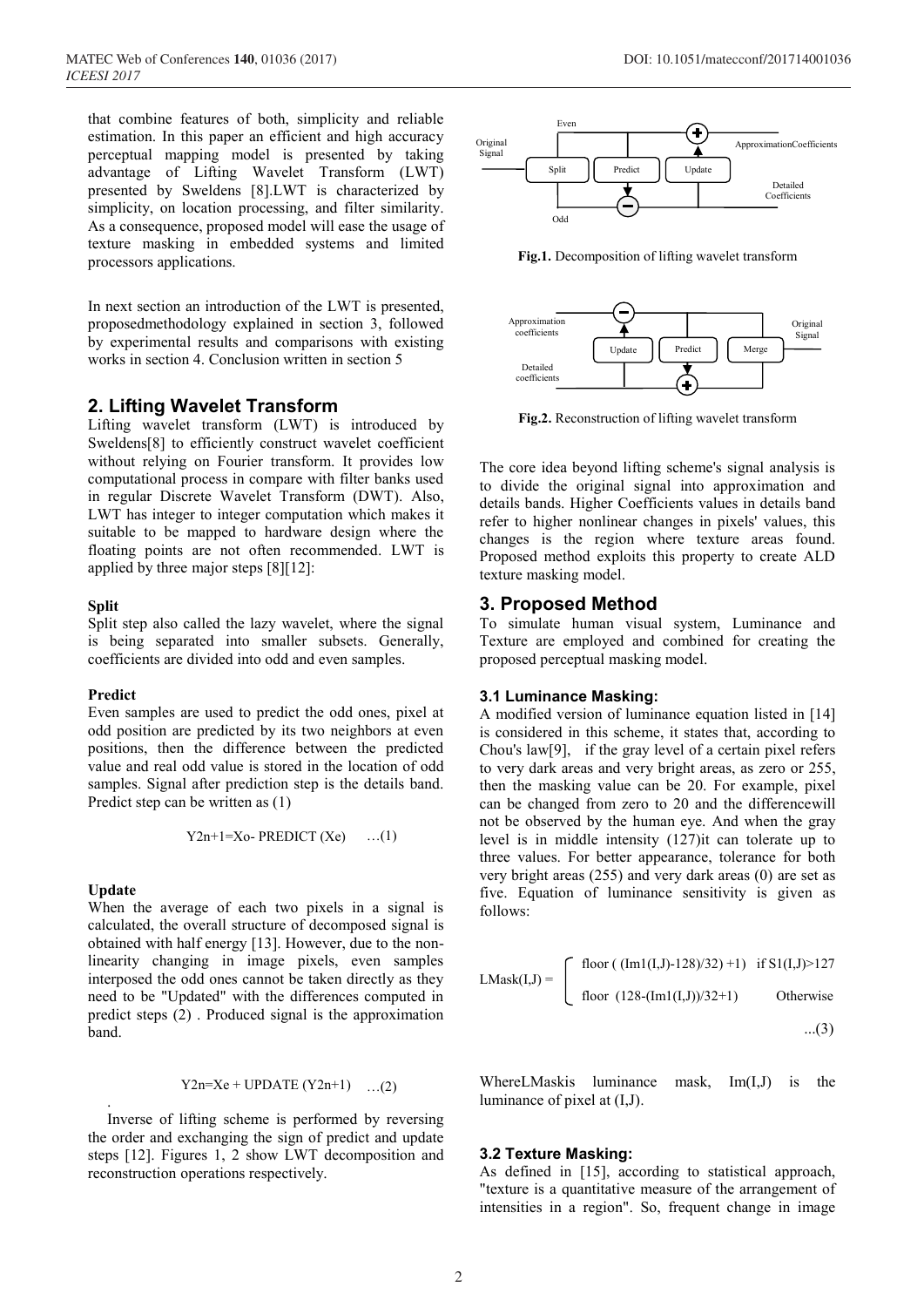that combine features of both, simplicity and reliable estimation. In this paper an efficient and high accuracy perceptual mapping model is presented by taking advantage of Lifting Wavelet Transform (LWT) presented by Sweldens [8].LWT is characterized by simplicity, on location processing, and filter similarity. As a consequence, proposed model will ease the usage of texture masking in embedded systems and limited processors applications.

In next section an introduction of the LWT is presented, proposedmethodology explained in section 3, followed by experimental results and comparisons with existing works in section 4. Conclusion written in section 5

## 2. Lifting Wavelet Transform

Lifting wavelet transform (LWT) is introduced by Sweldens[8] to efficiently construct wavelet coefficient without relying on Fourier transform. It provides low computational process in compare with filter banks used in regular Discrete Wavelet Transform (DWT). Also, LWT has integer to integer computation which makes it suitable to be mapped to hardware design where the floating points are not often recommended. LWT is applied by three major steps [8][12]:

**Split**

Split step also called the lazy wavelet, where the signal is being separated into smaller subsets. Generally, coefficients are divided into odd and even samples.

**Predict**

Even samples are used to predict the odd ones, pixel at odd position are predicted by its two neighbors at even positions, then the difference between the predicted value and real odd value is stored in the location of odd samples. Signal after prediction step is the details band. Predict step can be written as (1)

$$Y2n+1=Xo-\text{ PREDICT }(Xe) \quad \ldots(1)$$

**Update**

When the average of each two pixels in a signal is calculated, the overall structure of decomposed signal is obtained with half energy [13]. However, due to the non-linearity changing in image pixels, even samples interposed the odd ones cannot be taken directly as they need to be "Updated" with the differences computed in predict steps (2) . Produced signal is the approximation band.

$$Y2n=Xe+\text{ UPDATE }(Y2n+1) \quad \ldots(2)$$

Inverse of lifting scheme is performed by reversing the order and exchanging the sign of predict and update steps [12]. Figures 1, 2 show LWT decomposition and reconstruction operations respectively.

**Fig.1.** Decomposition of lifting wavelet transform

**Fig.2.** Reconstruction of lifting wavelet transform

The core idea beyond lifting scheme's signal analysis is to divide the original signal into approximation and details bands. Higher Coefficients values in details band refer to higher nonlinear changes in pixels' values, this changes is the region where texture areas found. Proposed method exploits this property to create ALD texture masking model.

## 3. Proposed Method

To simulate human visual system, Luminance and Texture are employed and combined for creating the proposed perceptual masking model.

### 3.1 Luminance Masking:

A modified version of luminance equation listed in [14] is considered in this scheme, it states that, according to Chou's law[9], if the gray level of a certain pixel refers to very dark areas and very bright areas, as zero or 255, then the masking value can be 20. For example, pixel can be changed from zero to 20 and the differencewill not be observed by the human eye. And when the gray level is in middle intensity (127)it can tolerate up to three values. For better appearance, tolerance for both very bright areas (255) and very dark areas (0) are set as five. Equation of luminance sensitivity is given as follows:

$$LMask(I,J)=\begin{cases}\text{floor}\left(\left(Im1(I,J)-128\right)/32\right)+1\right) & \text{if } S1(I,J)>127\\ \text{floor}\ \left(128-(Im1(I,J))/32+1\right) & \text{Otherwise}\end{cases} \quad \ldots(3)$$

WhereLMaskis luminance mask, $Im(I,J)$ is the luminance of pixel at $(I,J)$.

### 3.2 Texture Masking:

As defined in [15], according to statistical approach, "texture is a quantitative measure of the arrangement of intensities in a region". So, frequent change in image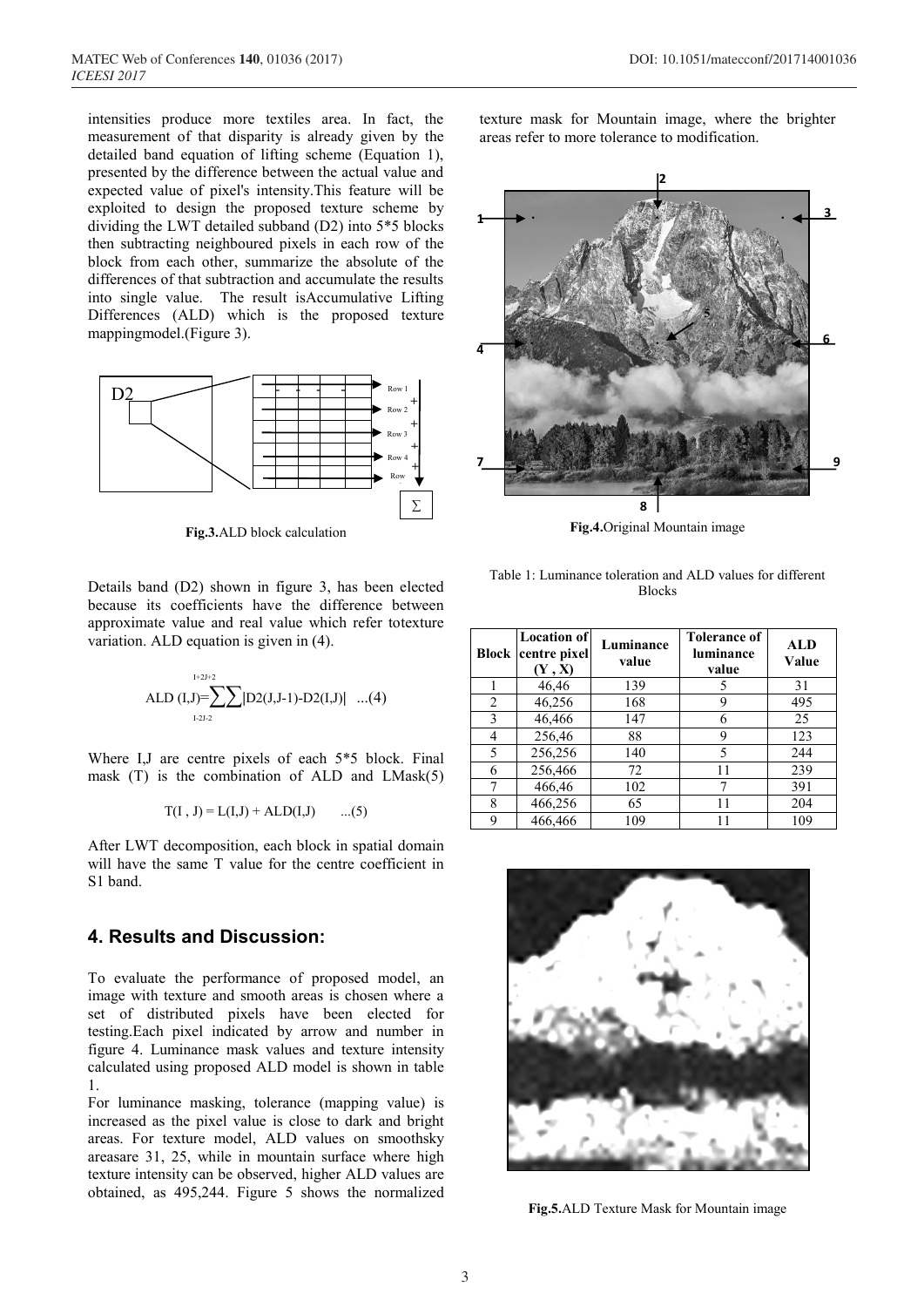intensities produce more textiles area. In fact, the measurement of that disparity is already given by the detailed band equation of lifting scheme (Equation 1), presented by the difference between the actual value and expected value of pixel's intensity.This feature will be exploited to design the proposed texture scheme by dividing the LWT detailed subband (D2) into 5*5 blocks then subtracting neighboured pixels in each row of the block from each other, summarize the absolute of the differences of that subtraction and accumulate the results into single value. The result isAccumulative Lifting Differences (ALD) which is the proposed texture mappingmodel.(Figure 3).

**Fig.3.**ALD block calculation

Details band (D2) shown in figure 3, has been elected because its coefficients have the difference between approximate value and real value which refer totexture variation. ALD equation is given in (4).

$$ALD\ (I,J)=\sum_{I-2}^{I+2}\sum_{J-2}^{J+2}\left|D2(J,J-1)-D2(I,J)\right| \quad ...(4)$$

Where I,J are centre pixels of each 5*5 block. Final mask (T) is the combination of ALD and LMask(5)

$$T(I\ ,\ J) = L(I,J) + ALD(I,J) \qquad ...(5)$$

After LWT decomposition, each block in spatial domain will have the same T value for the centre coefficient in S1 band.

## 4. Results and Discussion:

To evaluate the performance of proposed model, an image with texture and smooth areas is chosen where a set of distributed pixels have been elected for testing.Each pixel indicated by arrow and number in figure 4. Luminance mask values and texture intensity calculated using proposed ALD model is shown in table 1.

For luminance masking, tolerance (mapping value) is increased as the pixel value is close to dark and bright areas. For texture model, ALD values on smoothsky areasare 31, 25, while in mountain surface where high texture intensity can be observed, higher ALD values are obtained, as 495,244. Figure 5 shows the normalized texture mask for Mountain image, where the brighter areas refer to more tolerance to modification.

**Fig.4.**Original Mountain image

Table 1: Luminance toleration and ALD values for different Blocks

| Block | Location of centre pixel (Y , X) | Luminance value | Tolerance of luminance value | ALD Value |
|---|---|---|---|---|
| 1 | 46,46 | 139 | 5 | 31 |
| 2 | 46,256 | 168 | 9 | 495 |
| 3 | 46,466 | 147 | 6 | 25 |
| 4 | 256,46 | 88 | 9 | 123 |
| 5 | 256,256 | 140 | 5 | 244 |
| 6 | 256,466 | 72 | 11 | 239 |
| 7 | 466,46 | 102 | 7 | 391 |
| 8 | 466,256 | 65 | 11 | 204 |
| 9 | 466,466 | 109 | 11 | 109 |

**Fig.5.**ALD Texture Mask for Mountain image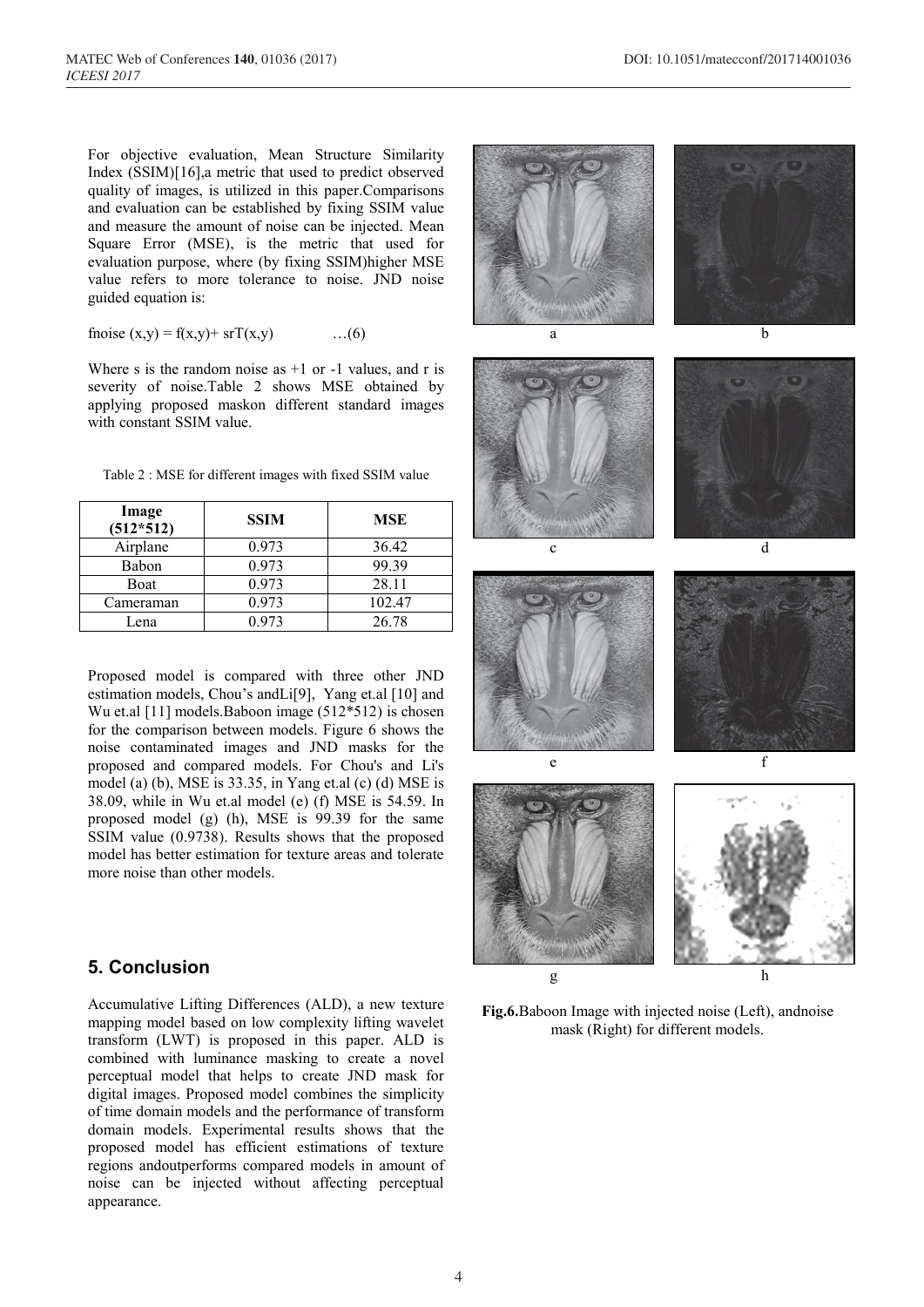For objective evaluation, Mean Structure Similarity Index (SSIM)[16],a metric that used to predict observed quality of images, is utilized in this paper.Comparisons and evaluation can be established by fixing SSIM value and measure the amount of noise can be injected. Mean Square Error (MSE), is the metric that used for evaluation purpose, where (by fixing SSIM)higher MSE value refers to more tolerance to noise. JND noise guided equation is:

$$fnoise\,(x,y) = f(x,y) + srT(x,y) \quad \ldots(6)$$

Where s is the random noise as +1 or -1 values, and r is severity of noise.Table 2 shows MSE obtained by applying proposed maskon different standard images with constant SSIM value.

Table 2 : MSE for different images with fixed SSIM value

| Image (512*512) | SSIM | MSE |
|---|---|---|
| Airplane | 0.973 | 36.42 |
| Babon | 0.973 | 99.39 |
| Boat | 0.973 | 28.11 |
| Cameraman | 0.973 | 102.47 |
| Lena | 0.973 | 26.78 |

Proposed model is compared with three other JND estimation models, Chou's andLi[9], Yang et.al [10] and Wu et.al [11] models.Baboon image (512*512) is chosen for the comparison between models. Figure 6 shows the noise contaminated images and JND masks for the proposed and compared models. For Chou's and Li's model (a) (b), MSE is 33.35, in Yang et.al (c) (d) MSE is 38.09, while in Wu et.al model (e) (f) MSE is 54.59. In proposed model (g) (h), MSE is 99.39 for the same SSIM value (0.9738). Results shows that the proposed model has better estimation for texture areas and tolerate more noise than other models.

a b

c d

e f

g h

**Fig.6.**Baboon Image with injected noise (Left), andnoise mask (Right) for different models.

## 5. Conclusion

Accumulative Lifting Differences (ALD), a new texture mapping model based on low complexity lifting wavelet transform (LWT) is proposed in this paper. ALD is combined with luminance masking to create a novel perceptual model that helps to create JND mask for digital images. Proposed model combines the simplicity of time domain models and the performance of transform domain models. Experimental results shows that the proposed model has efficient estimations of texture regions andoutperforms compared models in amount of noise can be injected without affecting perceptual appearance.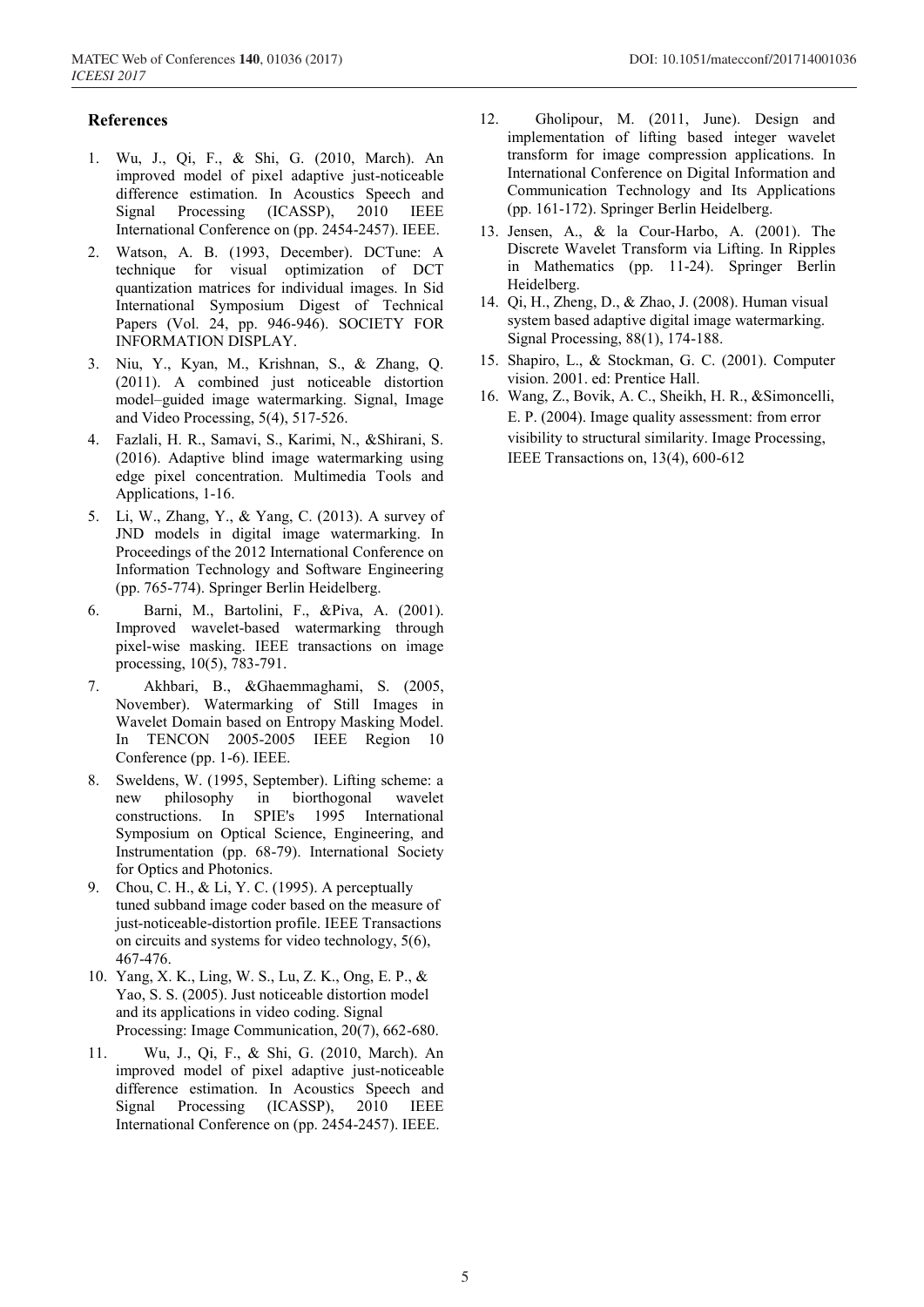## References

1. Wu, J., Qi, F., & Shi, G. (2010, March). An improved model of pixel adaptive just-noticeable difference estimation. In Acoustics Speech and Signal Processing (ICASSP), 2010 IEEE International Conference on (pp. 2454-2457). IEEE.
2. Watson, A. B. (1993, December). DCTune: A technique for visual optimization of DCT quantization matrices for individual images. In Sid International Symposium Digest of Technical Papers (Vol. 24, pp. 946-946). SOCIETY FOR INFORMATION DISPLAY.
3. Niu, Y., Kyan, M., Krishnan, S., & Zhang, Q. (2011). A combined just noticeable distortion model–guided image watermarking. Signal, Image and Video Processing, 5(4), 517-526.
4. Fazlali, H. R., Samavi, S., Karimi, N., &Shirani, S. (2016). Adaptive blind image watermarking using edge pixel concentration. Multimedia Tools and Applications, 1-16.
5. Li, W., Zhang, Y., & Yang, C. (2013). A survey of JND models in digital image watermarking. In Proceedings of the 2012 International Conference on Information Technology and Software Engineering (pp. 765-774). Springer Berlin Heidelberg.
6. Barni, M., Bartolini, F., &Piva, A. (2001). Improved wavelet-based watermarking through pixel-wise masking. IEEE transactions on image processing, 10(5), 783-791.
7. Akhbari, B., &Ghaemmaghami, S. (2005, November). Watermarking of Still Images in Wavelet Domain based on Entropy Masking Model. In TENCON 2005-2005 IEEE Region 10 Conference (pp. 1-6). IEEE.
8. Sweldens, W. (1995, September). Lifting scheme: a new philosophy in biorthogonal wavelet constructions. In SPIE's 1995 International Symposium on Optical Science, Engineering, and Instrumentation (pp. 68-79). International Society for Optics and Photonics.
9. Chou, C. H., & Li, Y. C. (1995). A perceptually tuned subband image coder based on the measure of just-noticeable-distortion profile. IEEE Transactions on circuits and systems for video technology, 5(6), 467-476.
10. Yang, X. K., Ling, W. S., Lu, Z. K., Ong, E. P., & Yao, S. S. (2005). Just noticeable distortion model and its applications in video coding. Signal Processing: Image Communication, 20(7), 662-680.
11. Wu, J., Qi, F., & Shi, G. (2010, March). An improved model of pixel adaptive just-noticeable difference estimation. In Acoustics Speech and Signal Processing (ICASSP), 2010 IEEE International Conference on (pp. 2454-2457). IEEE.
12. Gholipour, M. (2011, June). Design and implementation of lifting based integer wavelet transform for image compression applications. In International Conference on Digital Information and Communication Technology and Its Applications (pp. 161-172). Springer Berlin Heidelberg.
13. Jensen, A., & la Cour-Harbo, A. (2001). The Discrete Wavelet Transform via Lifting. In Ripples in Mathematics (pp. 11-24). Springer Berlin Heidelberg.
14. Qi, H., Zheng, D., & Zhao, J. (2008). Human visual system based adaptive digital image watermarking. Signal Processing, 88(1), 174-188.
15. Shapiro, L., & Stockman, G. C. (2001). Computer vision. 2001. ed: Prentice Hall.
16. Wang, Z., Bovik, A. C., Sheikh, H. R., &Simoncelli, E. P. (2004). Image quality assessment: from error visibility to structural similarity. Image Processing, IEEE Transactions on, 13(4), 600-612